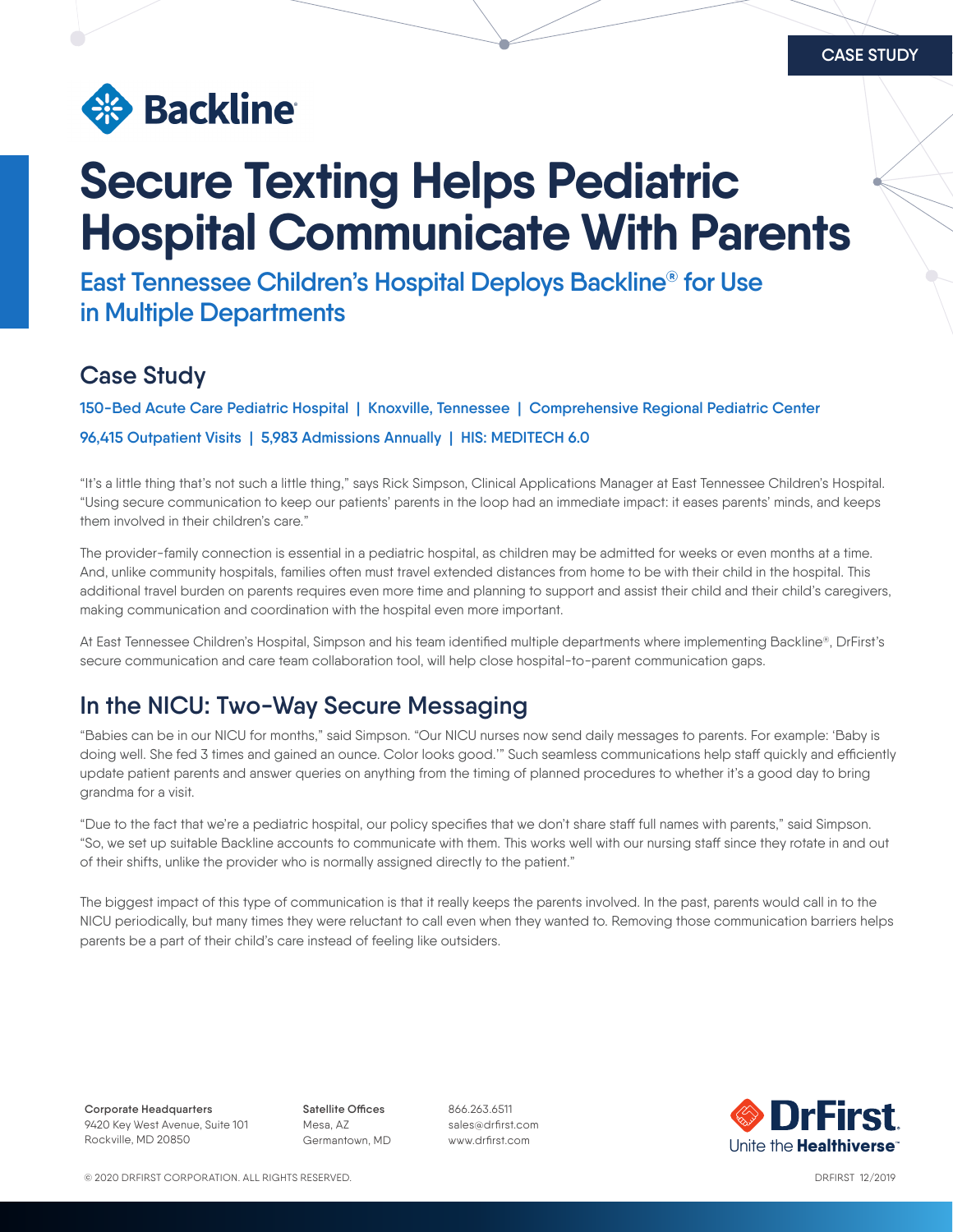CASE STUDY

Backline®

# Secure Texting Helps Pediatric Hospital Communicate With Parents

## East Tennessee Children's Hospital Deploys Backline® for Use in Multiple Departments

## Case Study

**150-Bed Acute Care Pediatric Hospital | Knoxville, Tennessee | Comprehensive Regional Pediatric Center**

**96,415 Outpatient Visits | 5,983 Admissions Annually | HIS: MEDITECH 6.0**

"It's a little thing that's not such a little thing," says Rick Simpson, Clinical Applications Manager at East Tennessee Children's Hospital. "Using secure communication to keep our patients' parents in the loop had an immediate impact: it eases parents' minds, and keeps them involved in their children's care."

The provider-family connection is essential in a pediatric hospital, as children may be admitted for weeks or even months at a time. And, unlike community hospitals, families often must travel extended distances from home to be with their child in the hospital. This additional travel burden on parents requires even more time and planning to support and assist their child and their child's caregivers, making communication and coordination with the hospital even more important.

At East Tennessee Children's Hospital, Simpson and his team identified multiple departments where implementing Backline®, DrFirst's secure communication and care team collaboration tool, will help close hospital-to-parent communication gaps.

## In the NICU: Two-Way Secure Messaging

"Babies can be in our NICU for months," said Simpson. "Our NICU nurses now send daily messages to parents. For example: 'Baby is doing well. She fed 3 times and gained an ounce. Color looks good.'" Such seamless communications help staff quickly and efficiently update patient parents and answer queries on anything from the timing of planned procedures to whether it's a good day to bring grandma for a visit.

"Due to the fact that we're a pediatric hospital, our policy specifies that we don't share staff full names with parents," said Simpson. "So, we set up suitable Backline accounts to communicate with them. This works well with our nursing staff since they rotate in and out of their shifts, unlike the provider who is normally assigned directly to the patient."

The biggest impact of this type of communication is that it really keeps the parents involved. In the past, parents would call in to the NICU periodically, but many times they were reluctant to call even when they wanted to. Removing those communication barriers helps parents be a part of their child's care instead of feeling like outsiders.

**Corporate Headquarters**
9420 Key West Avenue, Suite 101
Rockville, MD 20850

**Satellite Offices**
Mesa, AZ
Germantown, MD

866.263.6511
sales@drfirst.com
www.drfirst.com

DrFirst. Unite the **Healthiverse**™

© 2020 DRFIRST CORPORATION. ALL RIGHTS RESERVED.

DRFIRST 12/2019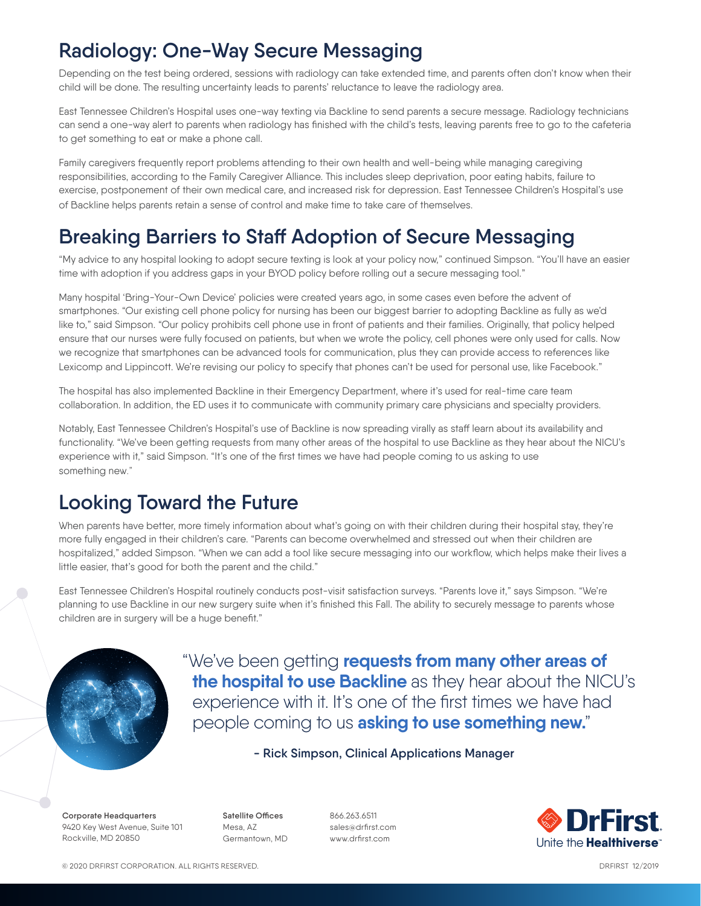## Radiology: One-Way Secure Messaging

Depending on the test being ordered, sessions with radiology can take extended time, and parents often don't know when their child will be done. The resulting uncertainty leads to parents' reluctance to leave the radiology area.

East Tennessee Children's Hospital uses one-way texting via Backline to send parents a secure message. Radiology technicians can send a one-way alert to parents when radiology has finished with the child's tests, leaving parents free to go to the cafeteria to get something to eat or make a phone call.

Family caregivers frequently report problems attending to their own health and well-being while managing caregiving responsibilities, according to the Family Caregiver Alliance. This includes sleep deprivation, poor eating habits, failure to exercise, postponement of their own medical care, and increased risk for depression. East Tennessee Children's Hospital's use of Backline helps parents retain a sense of control and make time to take care of themselves.

## Breaking Barriers to Staff Adoption of Secure Messaging

"My advice to any hospital looking to adopt secure texting is look at your policy now," continued Simpson. "You'll have an easier time with adoption if you address gaps in your BYOD policy before rolling out a secure messaging tool."

Many hospital 'Bring-Your-Own Device' policies were created years ago, in some cases even before the advent of smartphones. "Our existing cell phone policy for nursing has been our biggest barrier to adopting Backline as fully as we'd like to," said Simpson. "Our policy prohibits cell phone use in front of patients and their families. Originally, that policy helped ensure that our nurses were fully focused on patients, but when we wrote the policy, cell phones were only used for calls. Now we recognize that smartphones can be advanced tools for communication, plus they can provide access to references like Lexicomp and Lippincott. We're revising our policy to specify that phones can't be used for personal use, like Facebook."

The hospital has also implemented Backline in their Emergency Department, where it's used for real-time care team collaboration. In addition, the ED uses it to communicate with community primary care physicians and specialty providers.

Notably, East Tennessee Children's Hospital's use of Backline is now spreading virally as staff learn about its availability and functionality. "We've been getting requests from many other areas of the hospital to use Backline as they hear about the NICU's experience with it," said Simpson. "It's one of the first times we have had people coming to us asking to use something new."

## Looking Toward the Future

When parents have better, more timely information about what's going on with their children during their hospital stay, they're more fully engaged in their children's care. "Parents can become overwhelmed and stressed out when their children are hospitalized," added Simpson. "When we can add a tool like secure messaging into our workflow, which helps make their lives a little easier, that's good for both the parent and the child."

East Tennessee Children's Hospital routinely conducts post-visit satisfaction surveys. "Parents love it," says Simpson. "We're planning to use Backline in our new surgery suite when it's finished this Fall. The ability to securely message to parents whose children are in surgery will be a huge benefit."

> "We've been getting **requests from many other areas of the hospital to use Backline** as they hear about the NICU's experience with it. It's one of the first times we have had people coming to us **asking to use something new.**"
>
> **- Rick Simpson, Clinical Applications Manager**

**Corporate Headquarters**
9420 Key West Avenue, Suite 101
Rockville, MD 20850

**Satellite Offices**
Mesa, AZ
Germantown, MD

866.263.6511
sales@drfirst.com
www.drfirst.com

DrFirst
Unite the **Healthiverse**™

© 2020 DRFIRST CORPORATION. ALL RIGHTS RESERVED.

DRFIRST 12/2019